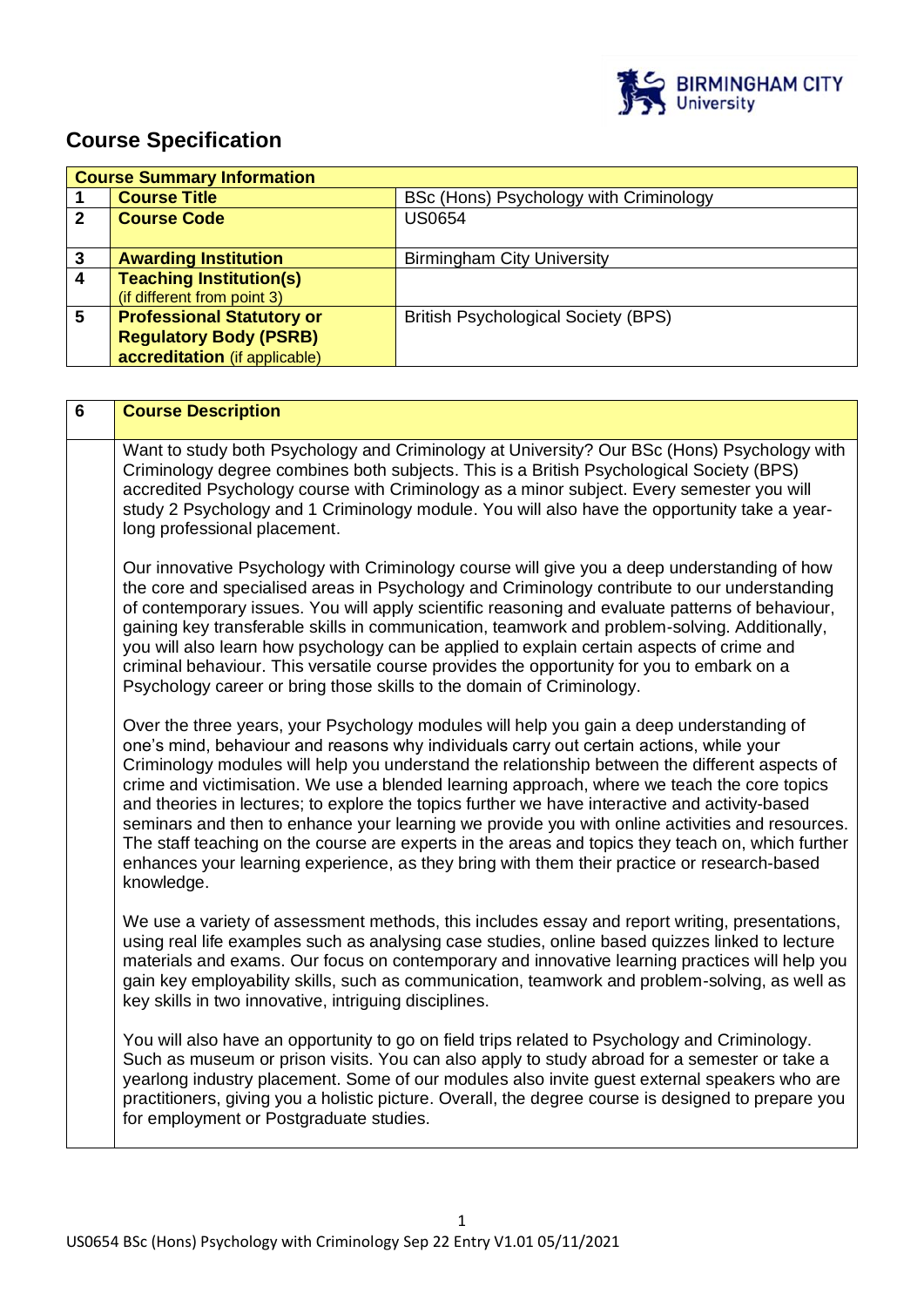# Course Specification

| Course Summary Information | | |
|---|---|---|
| 1 | **Course Title** | BSc (Hons) Psychology with Criminology |
| 2 | **Course Code** | US0654 |
| 3 | **Awarding Institution** | Birmingham City University |
| 4 | **Teaching Institution(s)** (if different from point 3) | |
| 5 | **Professional Statutory or Regulatory Body (PSRB) accreditation** (if applicable) | British Psychological Society (BPS) |

| 6 | Course Description |
|---|---|
| | Want to study both Psychology and Criminology at University? Our BSc (Hons) Psychology with Criminology degree combines both subjects. This is a British Psychological Society (BPS) accredited Psychology course with Criminology as a minor subject. Every semester you will study 2 Psychology and 1 Criminology module. You will also have the opportunity take a year-long professional placement.<br><br>Our innovative Psychology with Criminology course will give you a deep understanding of how the core and specialised areas in Psychology and Criminology contribute to our understanding of contemporary issues. You will apply scientific reasoning and evaluate patterns of behaviour, gaining key transferable skills in communication, teamwork and problem-solving. Additionally, you will also learn how psychology can be applied to explain certain aspects of crime and criminal behaviour. This versatile course provides the opportunity for you to embark on a Psychology career or bring those skills to the domain of Criminology.<br><br>Over the three years, your Psychology modules will help you gain a deep understanding of one's mind, behaviour and reasons why individuals carry out certain actions, while your Criminology modules will help you understand the relationship between the different aspects of crime and victimisation. We use a blended learning approach, where we teach the core topics and theories in lectures; to explore the topics further we have interactive and activity-based seminars and then to enhance your learning we provide you with online activities and resources. The staff teaching on the course are experts in the areas and topics they teach on, which further enhances your learning experience, as they bring with them their practice or research-based knowledge.<br><br>We use a variety of assessment methods, this includes essay and report writing, presentations, using real life examples such as analysing case studies, online based quizzes linked to lecture materials and exams. Our focus on contemporary and innovative learning practices will help you gain key employability skills, such as communication, teamwork and problem-solving, as well as key skills in two innovative, intriguing disciplines.<br><br>You will also have an opportunity to go on field trips related to Psychology and Criminology. Such as museum or prison visits. You can also apply to study abroad for a semester or take a yearlong industry placement. Some of our modules also invite guest external speakers who are practitioners, giving you a holistic picture. Overall, the degree course is designed to prepare you for employment or Postgraduate studies. |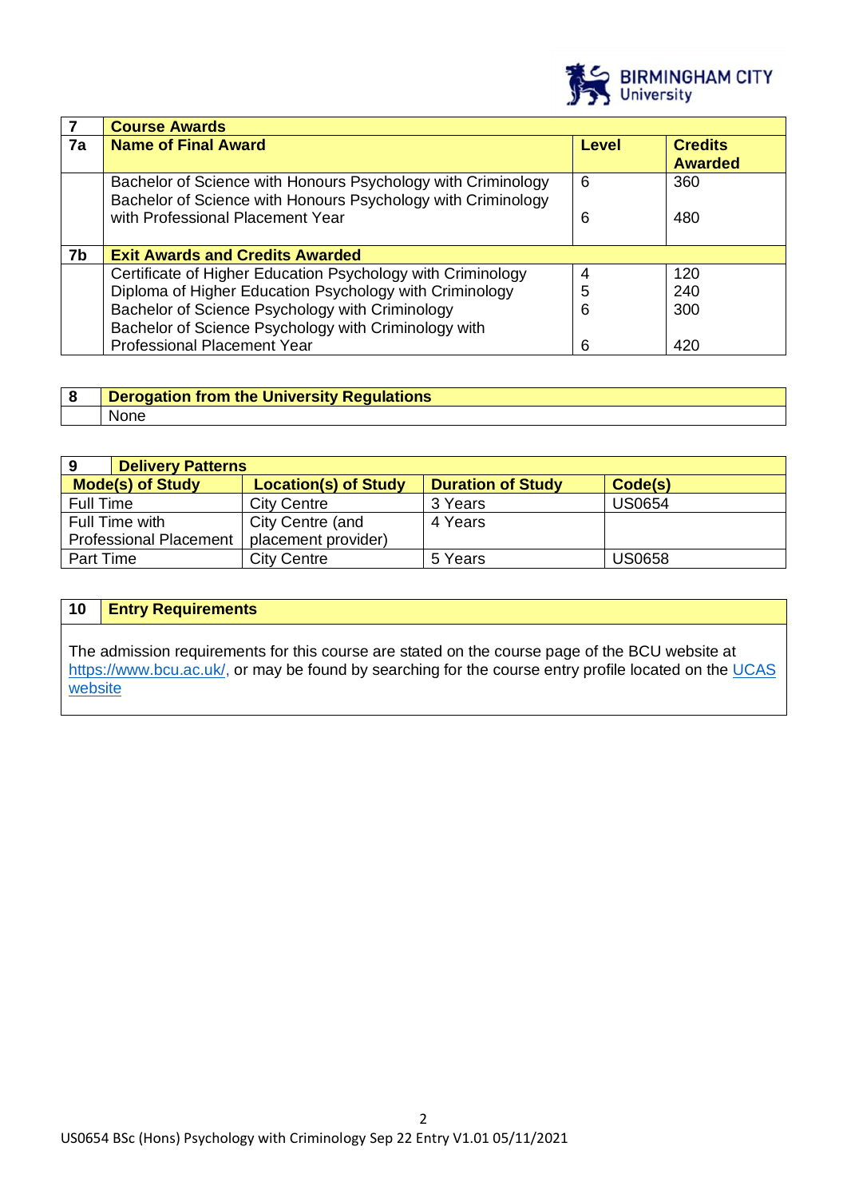| 7 | Course Awards | | |
|---|---|---|---|
| 7a | Name of Final Award | Level | Credits Awarded |
| | Bachelor of Science with Honours Psychology with Criminology | 6 | 360 |
| | Bachelor of Science with Honours Psychology with Criminology with Professional Placement Year | 6 | 480 |
| 7b | Exit Awards and Credits Awarded | | |
| | Certificate of Higher Education Psychology with Criminology | 4 | 120 |
| | Diploma of Higher Education Psychology with Criminology | 5 | 240 |
| | Bachelor of Science Psychology with Criminology | 6 | 300 |
| | Bachelor of Science Psychology with Criminology with Professional Placement Year | 6 | 420 |

| 8 | Derogation from the University Regulations |
|---|---|
| | None |

| 9 Delivery Patterns | | | |
|---|---|---|---|
| Mode(s) of Study | Location(s) of Study | Duration of Study | Code(s) |
| Full Time | City Centre | 3 Years | US0654 |
| Full Time with Professional Placement | City Centre (and placement provider) | 4 Years | |
| Part Time | City Centre | 5 Years | US0658 |

| 10 | Entry Requirements |
|---|---|

The admission requirements for this course are stated on the course page of the BCU website at https://www.bcu.ac.uk/, or may be found by searching for the course entry profile located on the UCAS website

US0654 BSc (Hons) Psychology with Criminology Sep 22 Entry V1.01 05/11/2021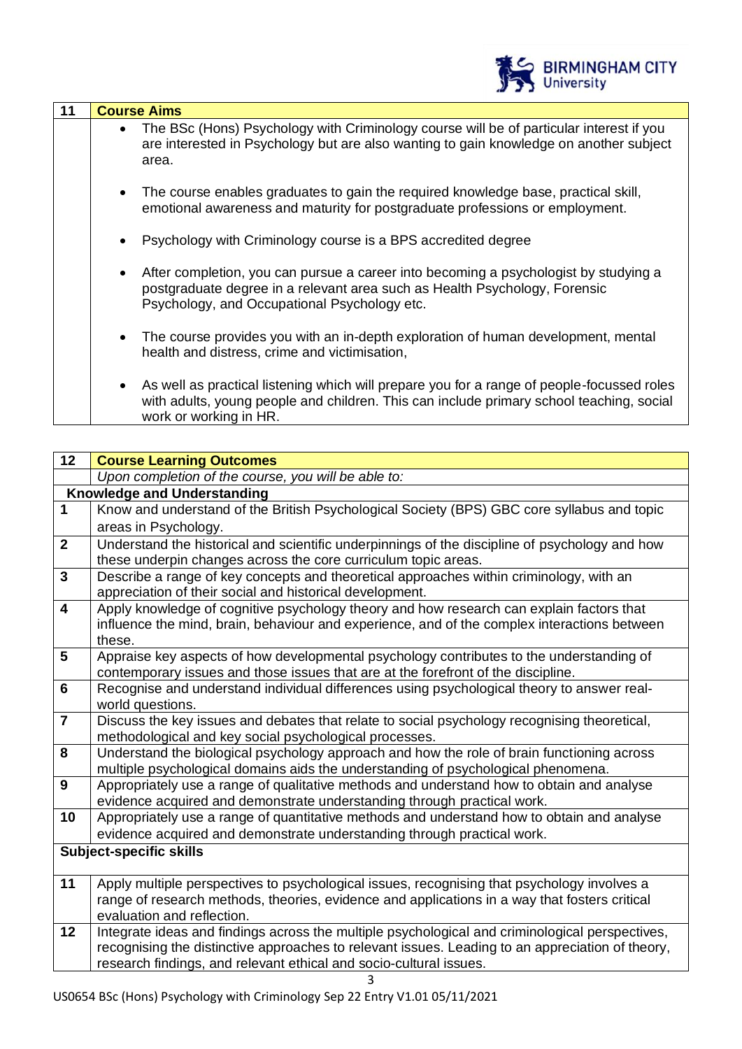| 11 | Course Aims |
|---|---|
| | • The BSc (Hons) Psychology with Criminology course will be of particular interest if you are interested in Psychology but are also wanting to gain knowledge on another subject area.<br><br>• The course enables graduates to gain the required knowledge base, practical skill, emotional awareness and maturity for postgraduate professions or employment.<br><br>• Psychology with Criminology course is a BPS accredited degree<br><br>• After completion, you can pursue a career into becoming a psychologist by studying a postgraduate degree in a relevant area such as Health Psychology, Forensic Psychology, and Occupational Psychology etc.<br><br>• The course provides you with an in-depth exploration of human development, mental health and distress, crime and victimisation,<br><br>• As well as practical listening which will prepare you for a range of people-focussed roles with adults, young people and children. This can include primary school teaching, social work or working in HR. |

| 12 | Course Learning Outcomes |
|---|---|
| | *Upon completion of the course, you will be able to:* |
| **Knowledge and Understanding** | |
| 1 | Know and understand of the British Psychological Society (BPS) GBC core syllabus and topic areas in Psychology. |
| 2 | Understand the historical and scientific underpinnings of the discipline of psychology and how these underpin changes across the core curriculum topic areas. |
| 3 | Describe a range of key concepts and theoretical approaches within criminology, with an appreciation of their social and historical development. |
| 4 | Apply knowledge of cognitive psychology theory and how research can explain factors that influence the mind, brain, behaviour and experience, and of the complex interactions between these. |
| 5 | Appraise key aspects of how developmental psychology contributes to the understanding of contemporary issues and those issues that are at the forefront of the discipline. |
| 6 | Recognise and understand individual differences using psychological theory to answer real-world questions. |
| 7 | Discuss the key issues and debates that relate to social psychology recognising theoretical, methodological and key social psychological processes. |
| 8 | Understand the biological psychology approach and how the role of brain functioning across multiple psychological domains aids the understanding of psychological phenomena. |
| 9 | Appropriately use a range of qualitative methods and understand how to obtain and analyse evidence acquired and demonstrate understanding through practical work. |
| 10 | Appropriately use a range of quantitative methods and understand how to obtain and analyse evidence acquired and demonstrate understanding through practical work. |
| **Subject-specific skills** | |
| 11 | Apply multiple perspectives to psychological issues, recognising that psychology involves a range of research methods, theories, evidence and applications in a way that fosters critical evaluation and reflection. |
| 12 | Integrate ideas and findings across the multiple psychological and criminological perspectives, recognising the distinctive approaches to relevant issues. Leading to an appreciation of theory, research findings, and relevant ethical and socio-cultural issues. |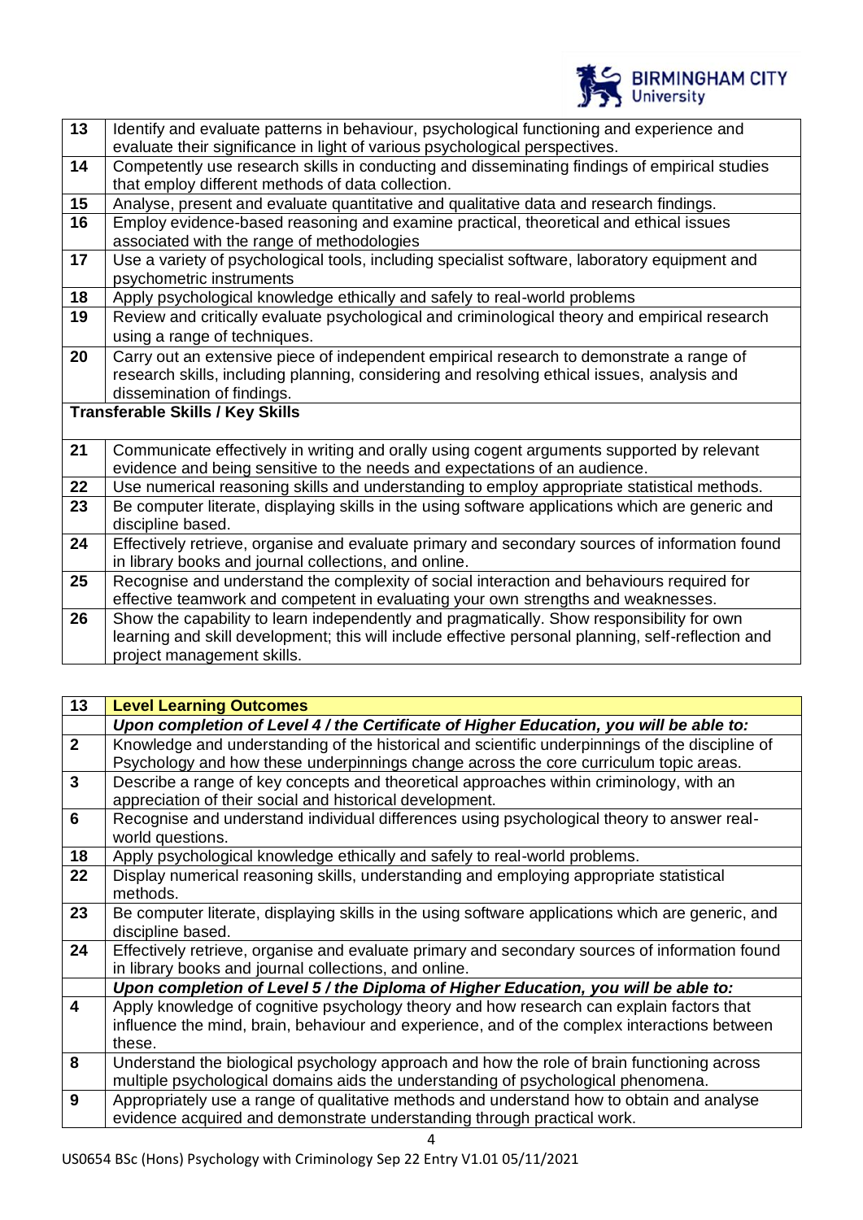| | |
|---|---|
| 13 | Identify and evaluate patterns in behaviour, psychological functioning and experience and evaluate their significance in light of various psychological perspectives. |
| 14 | Competently use research skills in conducting and disseminating findings of empirical studies that employ different methods of data collection. |
| 15 | Analyse, present and evaluate quantitative and qualitative data and research findings. |
| 16 | Employ evidence-based reasoning and examine practical, theoretical and ethical issues associated with the range of methodologies |
| 17 | Use a variety of psychological tools, including specialist software, laboratory equipment and psychometric instruments |
| 18 | Apply psychological knowledge ethically and safely to real-world problems |
| 19 | Review and critically evaluate psychological and criminological theory and empirical research using a range of techniques. |
| 20 | Carry out an extensive piece of independent empirical research to demonstrate a range of research skills, including planning, considering and resolving ethical issues, analysis and dissemination of findings. |
| **Transferable Skills / Key Skills** | |
| 21 | Communicate effectively in writing and orally using cogent arguments supported by relevant evidence and being sensitive to the needs and expectations of an audience. |
| 22 | Use numerical reasoning skills and understanding to employ appropriate statistical methods. |
| 23 | Be computer literate, displaying skills in the using software applications which are generic and discipline based. |
| 24 | Effectively retrieve, organise and evaluate primary and secondary sources of information found in library books and journal collections, and online. |
| 25 | Recognise and understand the complexity of social interaction and behaviours required for effective teamwork and competent in evaluating your own strengths and weaknesses. |
| 26 | Show the capability to learn independently and pragmatically. Show responsibility for own learning and skill development; this will include effective personal planning, self-reflection and project management skills. |

| 13 | **Level Learning Outcomes** |
|---|---|
| | ***Upon completion of Level 4 / the Certificate of Higher Education, you will be able to:*** |
| 2 | Knowledge and understanding of the historical and scientific underpinnings of the discipline of Psychology and how these underpinnings change across the core curriculum topic areas. |
| 3 | Describe a range of key concepts and theoretical approaches within criminology, with an appreciation of their social and historical development. |
| 6 | Recognise and understand individual differences using psychological theory to answer real-world questions. |
| 18 | Apply psychological knowledge ethically and safely to real-world problems. |
| 22 | Display numerical reasoning skills, understanding and employing appropriate statistical methods. |
| 23 | Be computer literate, displaying skills in the using software applications which are generic, and discipline based. |
| 24 | Effectively retrieve, organise and evaluate primary and secondary sources of information found in library books and journal collections, and online. |
| | ***Upon completion of Level 5 / the Diploma of Higher Education, you will be able to:*** |
| 4 | Apply knowledge of cognitive psychology theory and how research can explain factors that influence the mind, brain, behaviour and experience, and of the complex interactions between these. |
| 8 | Understand the biological psychology approach and how the role of brain functioning across multiple psychological domains aids the understanding of psychological phenomena. |
| 9 | Appropriately use a range of qualitative methods and understand how to obtain and analyse evidence acquired and demonstrate understanding through practical work. |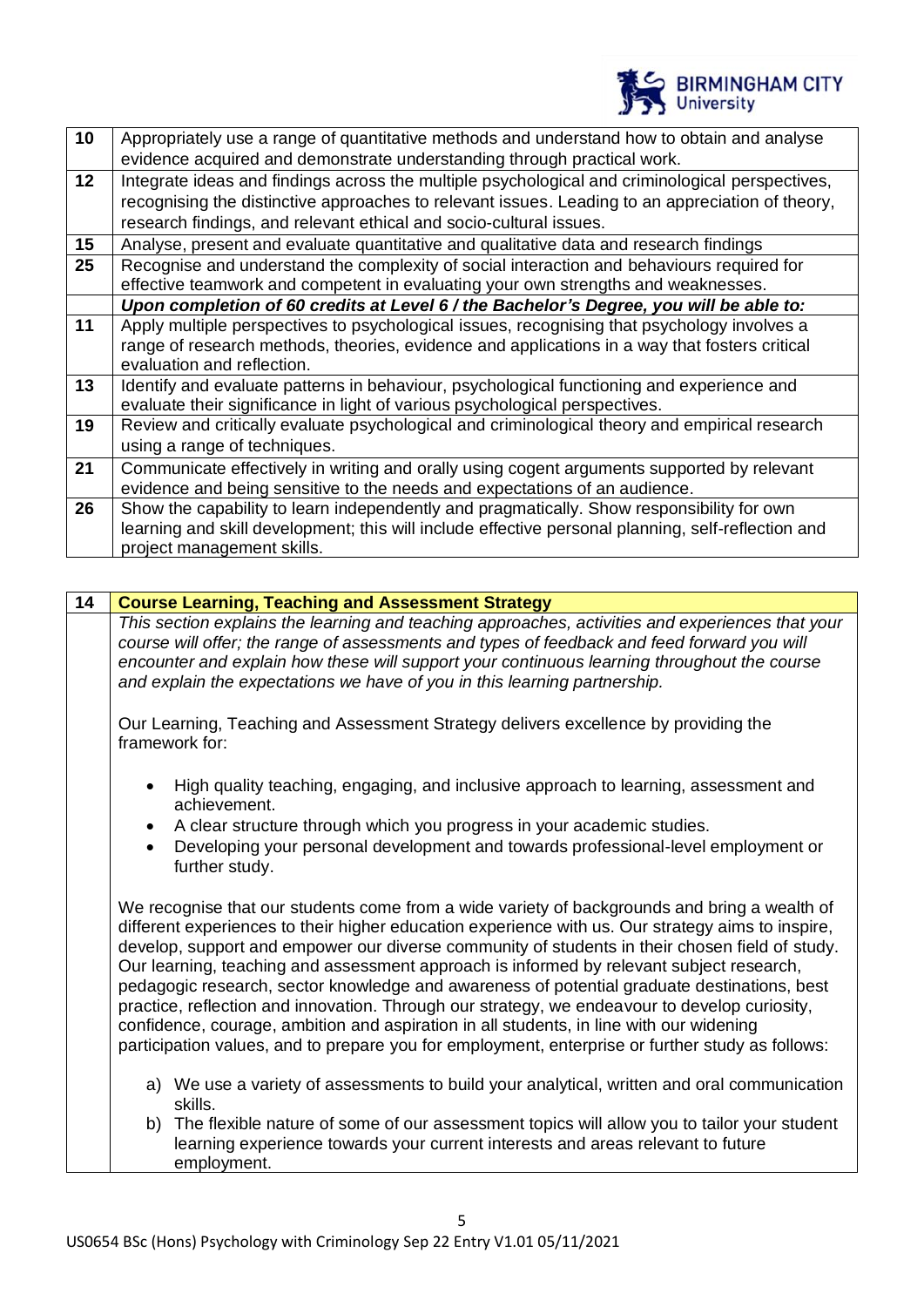| | |
|---|---|
| 10 | Appropriately use a range of quantitative methods and understand how to obtain and analyse evidence acquired and demonstrate understanding through practical work. |
| 12 | Integrate ideas and findings across the multiple psychological and criminological perspectives, recognising the distinctive approaches to relevant issues. Leading to an appreciation of theory, research findings, and relevant ethical and socio-cultural issues. |
| 15 | Analyse, present and evaluate quantitative and qualitative data and research findings |
| 25 | Recognise and understand the complexity of social interaction and behaviours required for effective teamwork and competent in evaluating your own strengths and weaknesses. |
| | ***Upon completion of 60 credits at Level 6 / the Bachelor's Degree, you will be able to:*** |
| 11 | Apply multiple perspectives to psychological issues, recognising that psychology involves a range of research methods, theories, evidence and applications in a way that fosters critical evaluation and reflection. |
| 13 | Identify and evaluate patterns in behaviour, psychological functioning and experience and evaluate their significance in light of various psychological perspectives. |
| 19 | Review and critically evaluate psychological and criminological theory and empirical research using a range of techniques. |
| 21 | Communicate effectively in writing and orally using cogent arguments supported by relevant evidence and being sensitive to the needs and expectations of an audience. |
| 26 | Show the capability to learn independently and pragmatically. Show responsibility for own learning and skill development; this will include effective personal planning, self-reflection and project management skills. |

## 14 Course Learning, Teaching and Assessment Strategy

*This section explains the learning and teaching approaches, activities and experiences that your course will offer; the range of assessments and types of feedback and feed forward you will encounter and explain how these will support your continuous learning throughout the course and explain the expectations we have of you in this learning partnership.*

Our Learning, Teaching and Assessment Strategy delivers excellence by providing the framework for:

- High quality teaching, engaging, and inclusive approach to learning, assessment and achievement.
- A clear structure through which you progress in your academic studies.
- Developing your personal development and towards professional-level employment or further study.

We recognise that our students come from a wide variety of backgrounds and bring a wealth of different experiences to their higher education experience with us. Our strategy aims to inspire, develop, support and empower our diverse community of students in their chosen field of study. Our learning, teaching and assessment approach is informed by relevant subject research, pedagogic research, sector knowledge and awareness of potential graduate destinations, best practice, reflection and innovation. Through our strategy, we endeavour to develop curiosity, confidence, courage, ambition and aspiration in all students, in line with our widening participation values, and to prepare you for employment, enterprise or further study as follows:

a) We use a variety of assessments to build your analytical, written and oral communication skills.
b) The flexible nature of some of our assessment topics will allow you to tailor your student learning experience towards your current interests and areas relevant to future employment.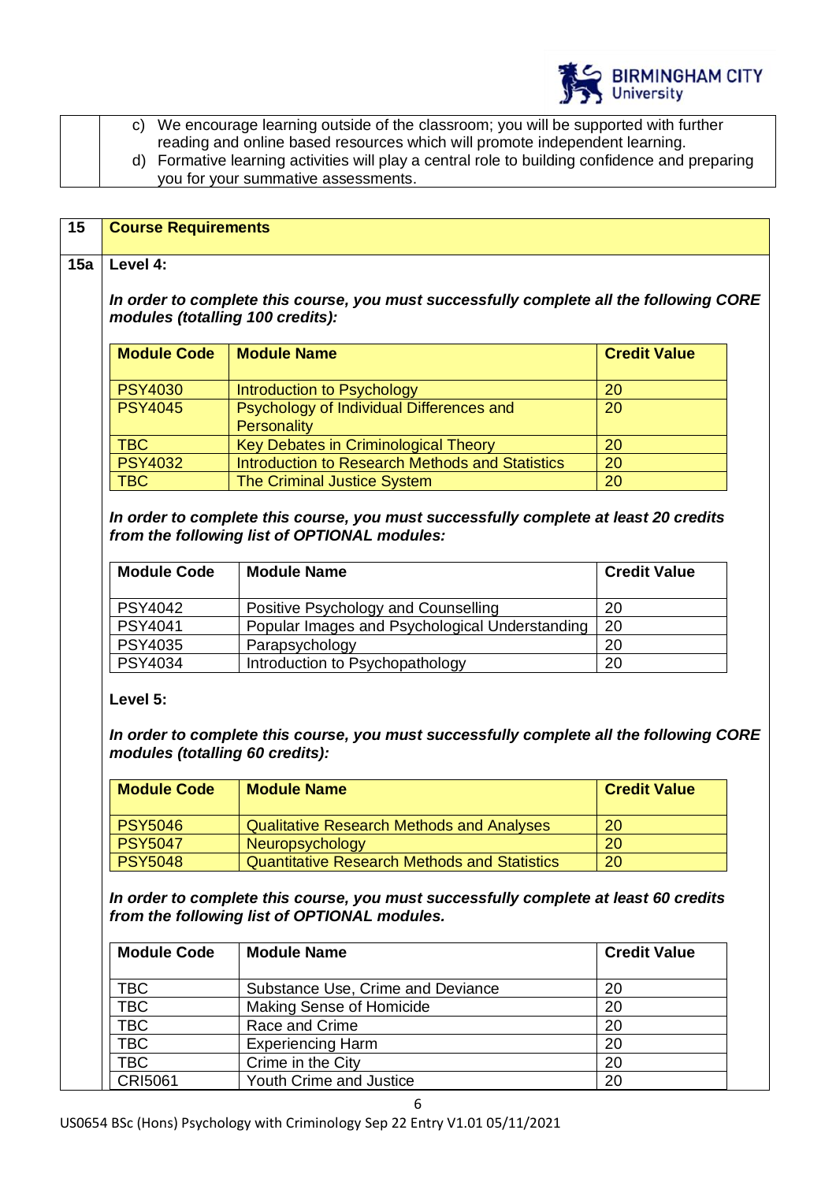c) We encourage learning outside of the classroom; you will be supported with further reading and online based resources which will promote independent learning.

d) Formative learning activities will play a central role to building confidence and preparing you for your summative assessments.

## 15 Course Requirements

### 15a Level 4:

***In order to complete this course, you must successfully complete all the following CORE modules (totalling 100 credits):***

| Module Code | Module Name | Credit Value |
|---|---|---|
| PSY4030 | Introduction to Psychology | 20 |
| PSY4045 | Psychology of Individual Differences and Personality | 20 |
| TBC | Key Debates in Criminological Theory | 20 |
| PSY4032 | Introduction to Research Methods and Statistics | 20 |
| TBC | The Criminal Justice System | 20 |

***In order to complete this course, you must successfully complete at least 20 credits from the following list of OPTIONAL modules:***

| Module Code | Module Name | Credit Value |
|---|---|---|
| PSY4042 | Positive Psychology and Counselling | 20 |
| PSY4041 | Popular Images and Psychological Understanding | 20 |
| PSY4035 | Parapsychology | 20 |
| PSY4034 | Introduction to Psychopathology | 20 |

**Level 5:**

***In order to complete this course, you must successfully complete all the following CORE modules (totalling 60 credits):***

| Module Code | Module Name | Credit Value |
|---|---|---|
| PSY5046 | Qualitative Research Methods and Analyses | 20 |
| PSY5047 | Neuropsychology | 20 |
| PSY5048 | Quantitative Research Methods and Statistics | 20 |

***In order to complete this course, you must successfully complete at least 60 credits from the following list of OPTIONAL modules.***

| Module Code | Module Name | Credit Value |
|---|---|---|
| TBC | Substance Use, Crime and Deviance | 20 |
| TBC | Making Sense of Homicide | 20 |
| TBC | Race and Crime | 20 |
| TBC | Experiencing Harm | 20 |
| TBC | Crime in the City | 20 |
| CRI5061 | Youth Crime and Justice | 20 |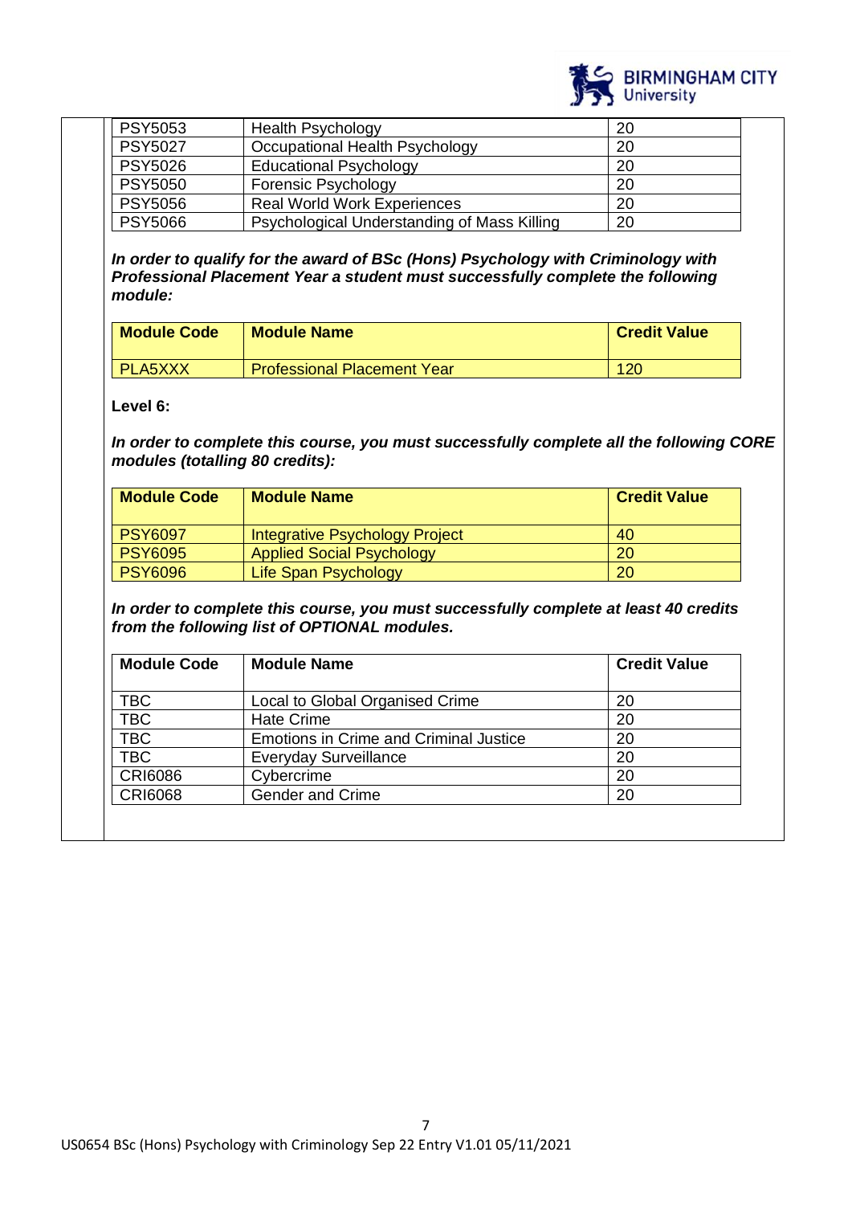| | | |
|---|---|---|
| PSY5053 | Health Psychology | 20 |
| PSY5027 | Occupational Health Psychology | 20 |
| PSY5026 | Educational Psychology | 20 |
| PSY5050 | Forensic Psychology | 20 |
| PSY5056 | Real World Work Experiences | 20 |
| PSY5066 | Psychological Understanding of Mass Killing | 20 |

***In order to qualify for the award of BSc (Hons) Psychology with Criminology with Professional Placement Year a student must successfully complete the following module:***

| Module Code | Module Name | Credit Value |
|---|---|---|
| PLA5XXX | Professional Placement Year | 120 |

**Level 6:**

***In order to complete this course, you must successfully complete all the following CORE modules (totalling 80 credits):***

| Module Code | Module Name | Credit Value |
|---|---|---|
| PSY6097 | Integrative Psychology Project | 40 |
| PSY6095 | Applied Social Psychology | 20 |
| PSY6096 | Life Span Psychology | 20 |

***In order to complete this course, you must successfully complete at least 40 credits from the following list of OPTIONAL modules.***

| Module Code | Module Name | Credit Value |
|---|---|---|
| TBC | Local to Global Organised Crime | 20 |
| TBC | Hate Crime | 20 |
| TBC | Emotions in Crime and Criminal Justice | 20 |
| TBC | Everyday Surveillance | 20 |
| CRI6086 | Cybercrime | 20 |
| CRI6068 | Gender and Crime | 20 |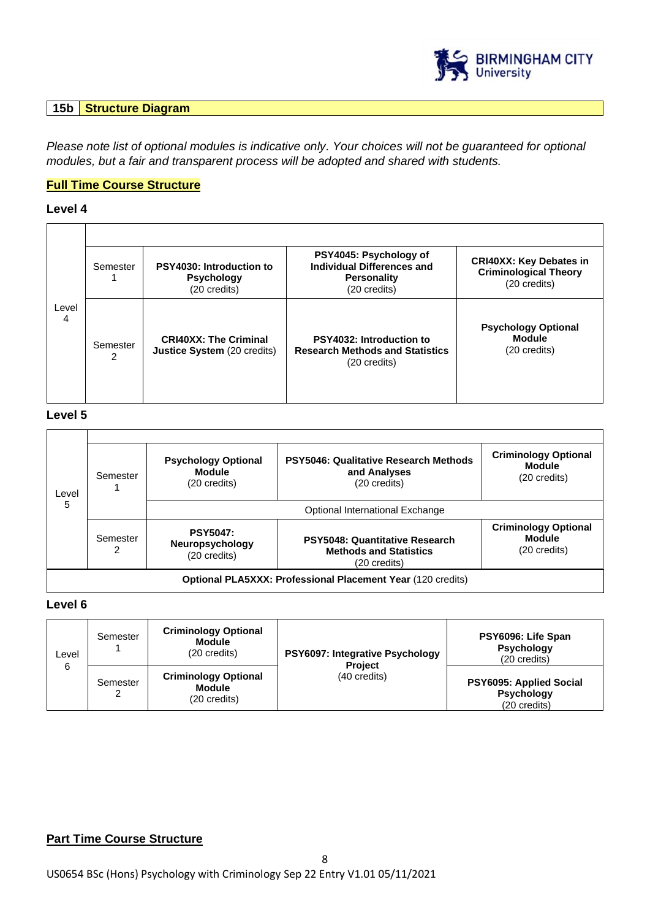| 15b | Structure Diagram |
|---|---|

*Please note list of optional modules is indicative only. Your choices will not be guaranteed for optional modules, but a fair and transparent process will be adopted and shared with students.*

**Full Time Course Structure**

### Level 4

| | | | | |
|---|---|---|---|---|
| Level 4 | Semester 1 | **PSY4030: Introduction to Psychology** (20 credits) | **PSY4045: Psychology of Individual Differences and Personality** (20 credits) | **CRI40XX: Key Debates in Criminological Theory** (20 credits) |
| | Semester 2 | **CRI40XX: The Criminal Justice System** (20 credits) | **PSY4032: Introduction to Research Methods and Statistics** (20 credits) | **Psychology Optional Module** (20 credits) |

### Level 5

| | | | | |
|---|---|---|---|---|
| Level 5 | Semester 1 | **Psychology Optional Module** (20 credits) | **PSY5046: Qualitative Research Methods and Analyses** (20 credits) | **Criminology Optional Module** (20 credits) |
| | | Optional International Exchange | | |
| | Semester 2 | **PSY5047: Neuropsychology** (20 credits) | **PSY5048: Quantitative Research Methods and Statistics** (20 credits) | **Criminology Optional Module** (20 credits) |
| **Optional PLA5XXX: Professional Placement Year** (120 credits) | | | | |

### Level 6

| | | | | |
|---|---|---|---|---|
| Level 6 | Semester 1 | **Criminology Optional Module** (20 credits) | **PSY6097: Integrative Psychology Project** (40 credits) | **PSY6096: Life Span Psychology** (20 credits) |
| | Semester 2 | **Criminology Optional Module** (20 credits) | | **PSY6095: Applied Social Psychology** (20 credits) |

**Part Time Course Structure**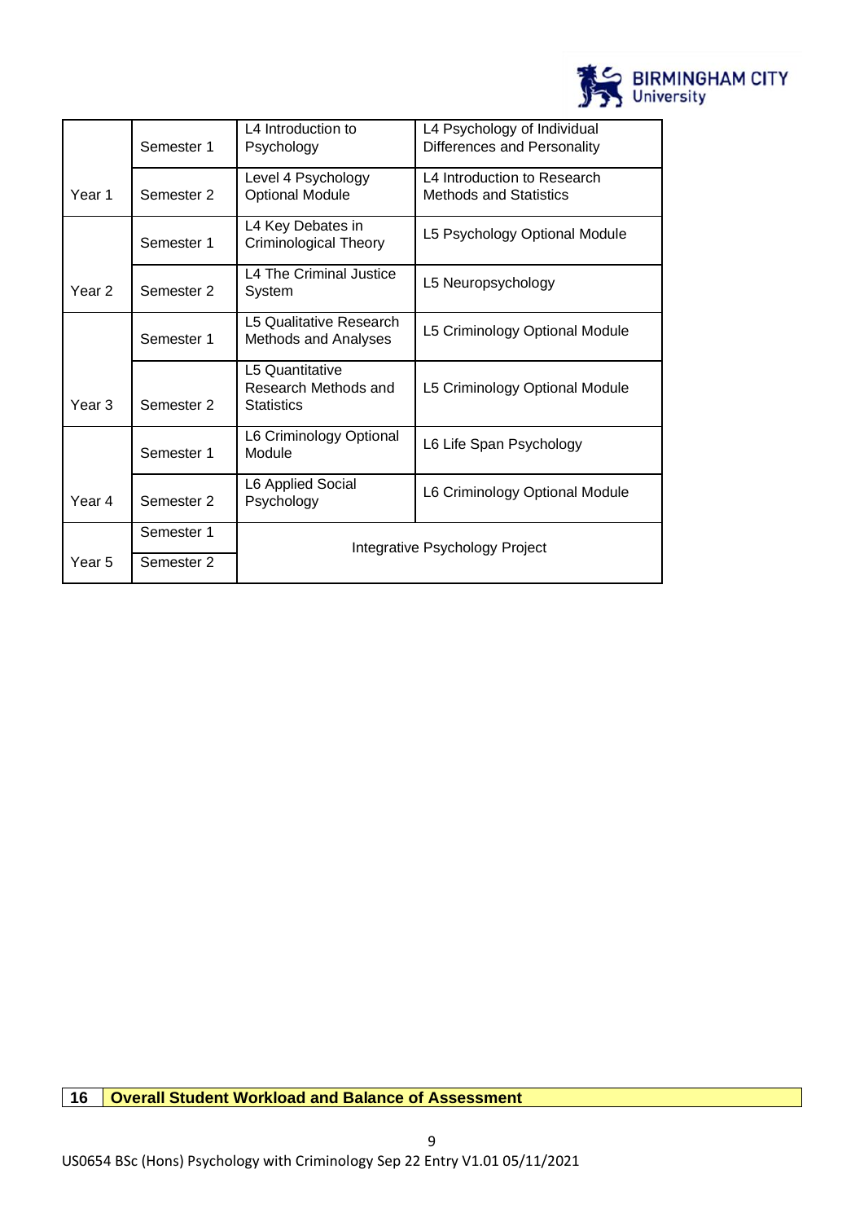| | | | |
|---|---|---|---|
| Year 1 | Semester 1 | L4 Introduction to Psychology | L4 Psychology of Individual Differences and Personality |
| | Semester 2 | Level 4 Psychology Optional Module | L4 Introduction to Research Methods and Statistics |
| Year 2 | Semester 1 | L4 Key Debates in Criminological Theory | L5 Psychology Optional Module |
| | Semester 2 | L4 The Criminal Justice System | L5 Neuropsychology |
| Year 3 | Semester 1 | L5 Qualitative Research Methods and Analyses | L5 Criminology Optional Module |
| | Semester 2 | L5 Quantitative Research Methods and Statistics | L5 Criminology Optional Module |
| Year 4 | Semester 1 | L6 Criminology Optional Module | L6 Life Span Psychology |
| | Semester 2 | L6 Applied Social Psychology | L6 Criminology Optional Module |
| Year 5 | Semester 1 | Integrative Psychology Project | |
| | Semester 2 | | |

## 16 Overall Student Workload and Balance of Assessment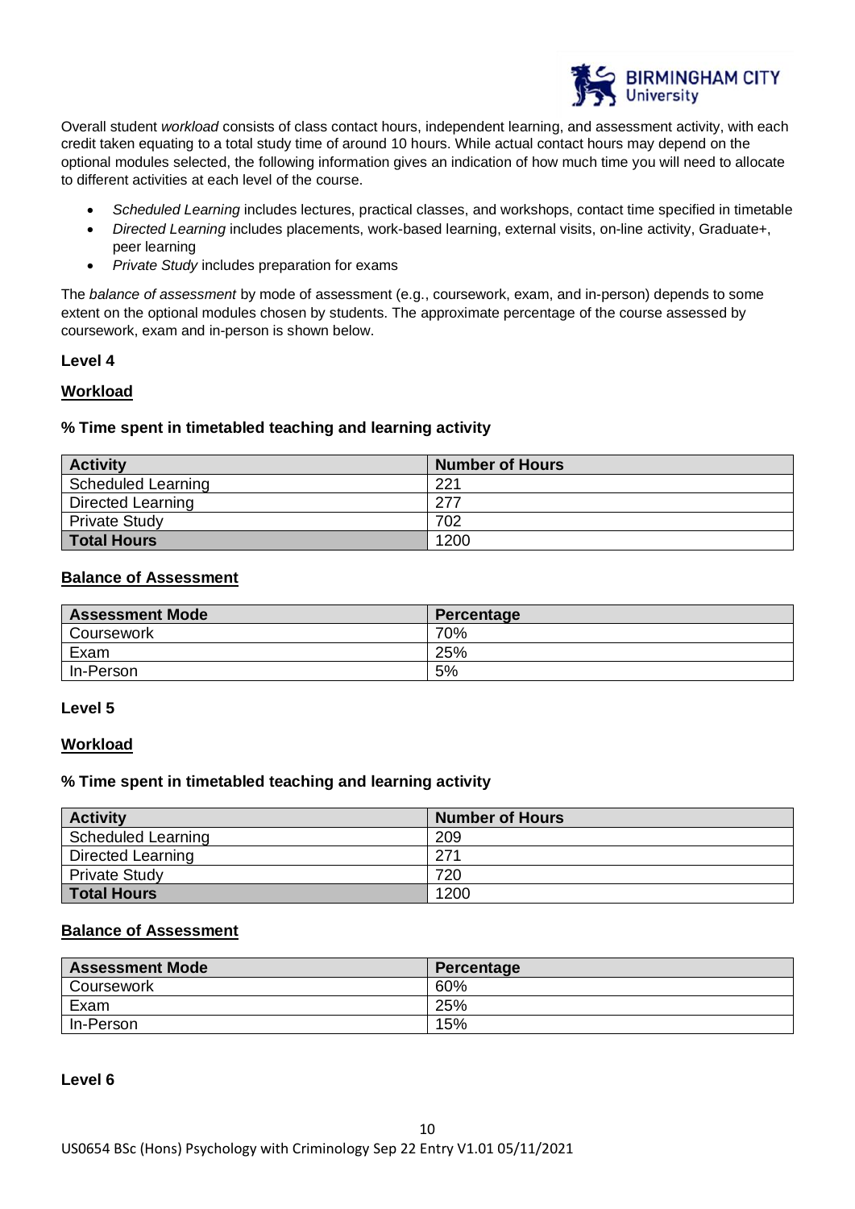Overall student *workload* consists of class contact hours, independent learning, and assessment activity, with each credit taken equating to a total study time of around 10 hours. While actual contact hours may depend on the optional modules selected, the following information gives an indication of how much time you will need to allocate to different activities at each level of the course.

- *Scheduled Learning* includes lectures, practical classes, and workshops, contact time specified in timetable
- *Directed Learning* includes placements, work-based learning, external visits, on-line activity, Graduate+, peer learning
- *Private Study* includes preparation for exams

The *balance of assessment* by mode of assessment (e.g., coursework, exam, and in-person) depends to some extent on the optional modules chosen by students. The approximate percentage of the course assessed by coursework, exam and in-person is shown below.

**Level 4**

**Workload**

**% Time spent in timetabled teaching and learning activity**

| Activity | Number of Hours |
|---|---|
| Scheduled Learning | 221 |
| Directed Learning | 277 |
| Private Study | 702 |
| **Total Hours** | 1200 |

**Balance of Assessment**

| Assessment Mode | Percentage |
|---|---|
| Coursework | 70% |
| Exam | 25% |
| In-Person | 5% |

**Level 5**

**Workload**

**% Time spent in timetabled teaching and learning activity**

| Activity | Number of Hours |
|---|---|
| Scheduled Learning | 209 |
| Directed Learning | 271 |
| Private Study | 720 |
| **Total Hours** | 1200 |

**Balance of Assessment**

| Assessment Mode | Percentage |
|---|---|
| Coursework | 60% |
| Exam | 25% |
| In-Person | 15% |

**Level 6**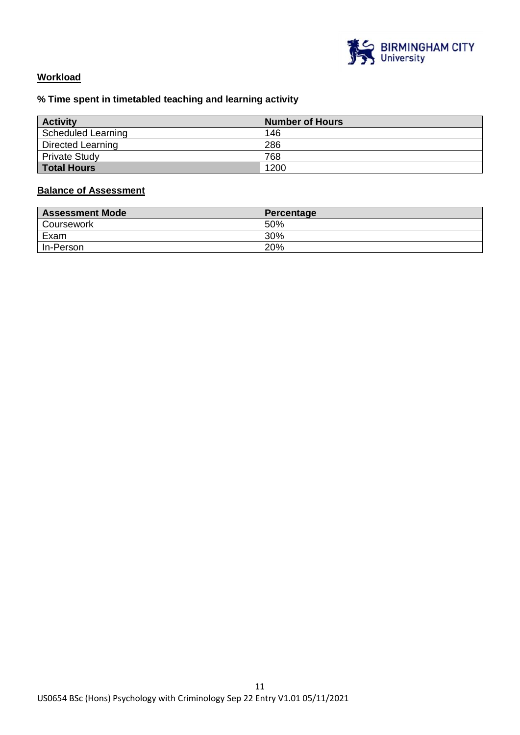**Workload**

**% Time spent in timetabled teaching and learning activity**

| Activity | Number of Hours |
|---|---|
| Scheduled Learning | 146 |
| Directed Learning | 286 |
| Private Study | 768 |
| **Total Hours** | 1200 |

**Balance of Assessment**

| Assessment Mode | Percentage |
|---|---|
| Coursework | 50% |
| Exam | 30% |
| In-Person | 20% |